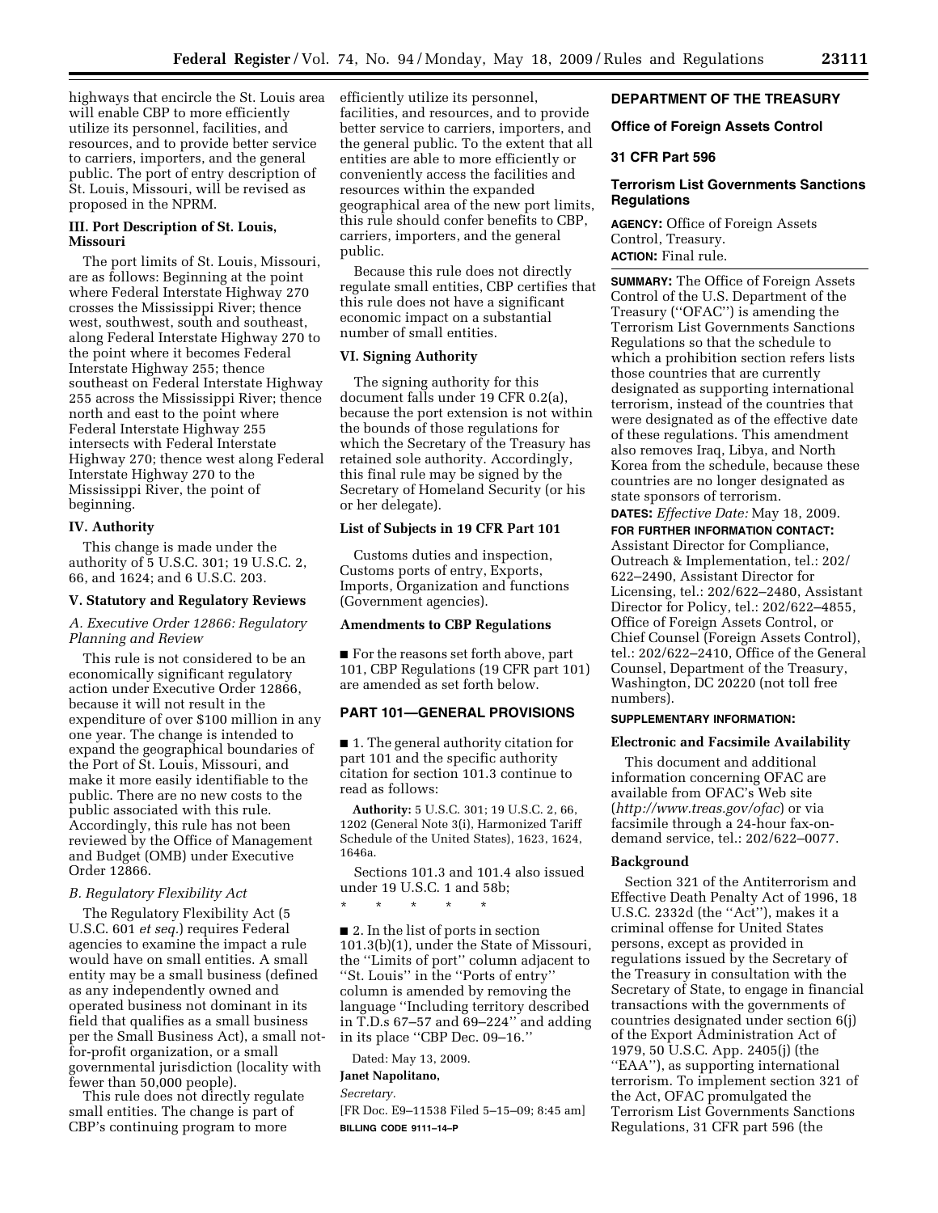highways that encircle the St. Louis area will enable CBP to more efficiently utilize its personnel, facilities, and resources, and to provide better service to carriers, importers, and the general public. The port of entry description of St. Louis, Missouri, will be revised as proposed in the NPRM.

### III. Port Description of St. Louis, Missouri

The port limits of St. Louis, Missouri, are as follows: Beginning at the point where Federal Interstate Highway 270 crosses the Mississippi River; thence west, southwest, south and southeast, along Federal Interstate Highway 270 to the point where it becomes Federal Interstate Highway 255; thence southeast on Federal Interstate Highway 255 across the Mississippi River; thence north and east to the point where Federal Interstate Highway 255 intersects with Federal Interstate Highway 270; thence west along Federal Interstate Highway 270 to the Mississippi River, the point of beginning.

### IV. Authority

This change is made under the authority of 5 U.S.C. 301; 19 U.S.C. 2, 66, and 1624; and 6 U.S.C. 203.

### V. Statutory and Regulatory Reviews

*A. Executive Order 12866: Regulatory Planning and Review*

This rule is not considered to be an economically significant regulatory action under Executive Order 12866, because it will not result in the expenditure of over $100 million in any one year. The change is intended to expand the geographical boundaries of the Port of St. Louis, Missouri, and make it more easily identifiable to the public. There are no new costs to the public associated with this rule. Accordingly, this rule has not been reviewed by the Office of Management and Budget (OMB) under Executive Order 12866.

*B. Regulatory Flexibility Act*

The Regulatory Flexibility Act (5 U.S.C. 601 *et seq.*) requires Federal agencies to examine the impact a rule would have on small entities. A small entity may be a small business (defined as any independently owned and operated business not dominant in its field that qualifies as a small business per the Small Business Act), a small not-for-profit organization, or a small governmental jurisdiction (locality with fewer than 50,000 people).

This rule does not directly regulate small entities. The change is part of CBP's continuing program to more efficiently utilize its personnel, facilities, and resources, and to provide better service to carriers, importers, and the general public. To the extent that all entities are able to more efficiently or conveniently access the facilities and resources within the expanded geographical area of the new port limits, this rule should confer benefits to CBP, carriers, importers, and the general public.

Because this rule does not directly regulate small entities, CBP certifies that this rule does not have a significant economic impact on a substantial number of small entities.

### VI. Signing Authority

The signing authority for this document falls under 19 CFR 0.2(a), because the port extension is not within the bounds of those regulations for which the Secretary of the Treasury has retained sole authority. Accordingly, this final rule may be signed by the Secretary of Homeland Security (or his or her delegate).

### List of Subjects in 19 CFR Part 101

Customs duties and inspection, Customs ports of entry, Exports, Imports, Organization and functions (Government agencies).

### Amendments to CBP Regulations

■ For the reasons set forth above, part 101, CBP Regulations (19 CFR part 101) are amended as set forth below.

## PART 101—GENERAL PROVISIONS

■ 1. The general authority citation for part 101 and the specific authority citation for section 101.3 continue to read as follows:

**Authority:** 5 U.S.C. 301; 19 U.S.C. 2, 66, 1202 (General Note 3(i), Harmonized Tariff Schedule of the United States), 1623, 1624, 1646a.

Sections 101.3 and 101.4 also issued under 19 U.S.C. 1 and 58b;

\* \* \* \* \*

■ 2. In the list of ports in section 101.3(b)(1), under the State of Missouri, the ''Limits of port'' column adjacent to ''St. Louis'' in the ''Ports of entry'' column is amended by removing the language ''Including territory described in T.D.s 67–57 and 69–224'' and adding in its place ''CBP Dec. 09–16.''

Dated: May 13, 2009.

**Janet Napolitano,**

*Secretary.*

[FR Doc. E9–11538 Filed 5–15–09; 8:45 am]

**BILLING CODE 9111–14–P**

## DEPARTMENT OF THE TREASURY

## Office of Foreign Assets Control

## 31 CFR Part 596

## Terrorism List Governments Sanctions Regulations

**AGENCY:** Office of Foreign Assets Control, Treasury.

**ACTION:** Final rule.

**SUMMARY:** The Office of Foreign Assets Control of the U.S. Department of the Treasury (''OFAC'') is amending the Terrorism List Governments Sanctions Regulations so that the schedule to which a prohibition section refers lists those countries that are currently designated as supporting international terrorism, instead of the countries that were designated as of the effective date of these regulations. This amendment also removes Iraq, Libya, and North Korea from the schedule, because these countries are no longer designated as state sponsors of terrorism.

**DATES:** *Effective Date:* May 18, 2009.

**FOR FURTHER INFORMATION CONTACT:** Assistant Director for Compliance, Outreach & Implementation, tel.: 202/622–2490, Assistant Director for Licensing, tel.: 202/622–2480, Assistant Director for Policy, tel.: 202/622–4855, Office of Foreign Assets Control, or Chief Counsel (Foreign Assets Control), tel.: 202/622–2410, Office of the General Counsel, Department of the Treasury, Washington, DC 20220 (not toll free numbers).

**SUPPLEMENTARY INFORMATION:**

### Electronic and Facsimile Availability

This document and additional information concerning OFAC are available from OFAC's Web site (*http://www.treas.gov/ofac*) or via facsimile through a 24-hour fax-on-demand service, tel.: 202/622–0077.

### Background

Section 321 of the Antiterrorism and Effective Death Penalty Act of 1996, 18 U.S.C. 2332d (the ''Act''), makes it a criminal offense for United States persons, except as provided in regulations issued by the Secretary of the Treasury in consultation with the Secretary of State, to engage in financial transactions with the governments of countries designated under section 6(j) of the Export Administration Act of 1979, 50 U.S.C. App. 2405(j) (the ''EAA''), as supporting international terrorism. To implement section 321 of the Act, OFAC promulgated the Terrorism List Governments Sanctions Regulations, 31 CFR part 596 (the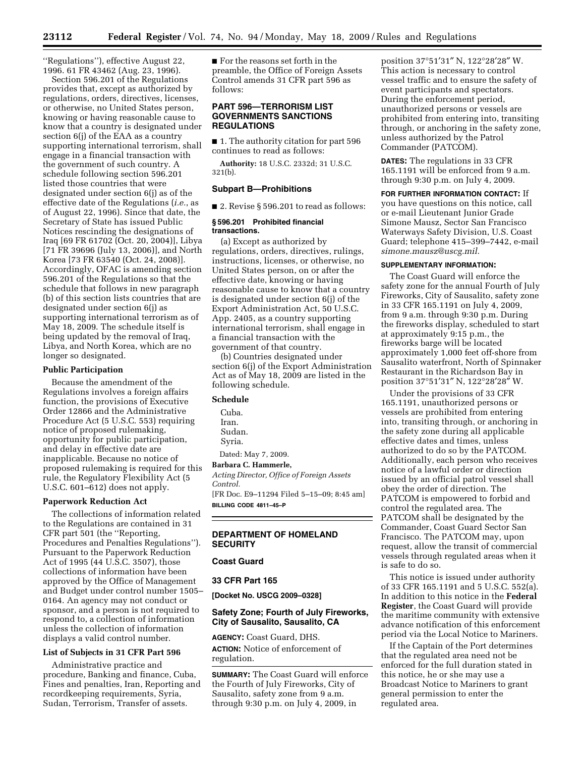''Regulations''), effective August 22, 1996. 61 FR 43462 (Aug. 23, 1996).

Section 596.201 of the Regulations provides that, except as authorized by regulations, orders, directives, licenses, or otherwise, no United States person, knowing or having reasonable cause to know that a country is designated under section 6(j) of the EAA as a country supporting international terrorism, shall engage in a financial transaction with the government of such country. A schedule following section 596.201 listed those countries that were designated under section 6(j) as of the effective date of the Regulations (*i.e.*, as of August 22, 1996). Since that date, the Secretary of State has issued Public Notices rescinding the designations of Iraq [69 FR 61702 (Oct. 20, 2004)], Libya [71 FR 39696 (July 13, 2006)], and North Korea [73 FR 63540 (Oct. 24, 2008)]. Accordingly, OFAC is amending section 596.201 of the Regulations so that the schedule that follows in new paragraph (b) of this section lists countries that are designated under section 6(j) as supporting international terrorism as of May 18, 2009. The schedule itself is being updated by the removal of Iraq, Libya, and North Korea, which are no longer so designated.

### Public Participation

Because the amendment of the Regulations involves a foreign affairs function, the provisions of Executive Order 12866 and the Administrative Procedure Act (5 U.S.C. 553) requiring notice of proposed rulemaking, opportunity for public participation, and delay in effective date are inapplicable. Because no notice of proposed rulemaking is required for this rule, the Regulatory Flexibility Act (5 U.S.C. 601–612) does not apply.

### Paperwork Reduction Act

The collections of information related to the Regulations are contained in 31 CFR part 501 (the ''Reporting, Procedures and Penalties Regulations''). Pursuant to the Paperwork Reduction Act of 1995 (44 U.S.C. 3507), those collections of information have been approved by the Office of Management and Budget under control number 1505–0164. An agency may not conduct or sponsor, and a person is not required to respond to, a collection of information unless the collection of information displays a valid control number.

### List of Subjects in 31 CFR Part 596

Administrative practice and procedure, Banking and finance, Cuba, Fines and penalties, Iran, Reporting and recordkeeping requirements, Syria, Sudan, Terrorism, Transfer of assets.

■ For the reasons set forth in the preamble, the Office of Foreign Assets Control amends 31 CFR part 596 as follows:

## PART 596—TERRORISM LIST GOVERNMENTS SANCTIONS REGULATIONS

■ 1. The authority citation for part 596 continues to read as follows:

**Authority:** 18 U.S.C. 2332d; 31 U.S.C. 321(b).

### Subpart B—Prohibitions

■ 2. Revise § 596.201 to read as follows:

#### § 596.201 Prohibited financial transactions.

(a) Except as authorized by regulations, orders, directives, rulings, instructions, licenses, or otherwise, no United States person, on or after the effective date, knowing or having reasonable cause to know that a country is designated under section 6(j) of the Export Administration Act, 50 U.S.C. App. 2405, as a country supporting international terrorism, shall engage in a financial transaction with the government of that country.

(b) Countries designated under section 6(j) of the Export Administration Act as of May 18, 2009 are listed in the following schedule.

#### Schedule

Cuba.
Iran.
Sudan.
Syria.

Dated: May 7, 2009.

**Barbara C. Hammerle,**
*Acting Director, Office of Foreign Assets Control.*

[FR Doc. E9–11294 Filed 5–15–09; 8:45 am]

**BILLING CODE 4811–45–P**

## DEPARTMENT OF HOMELAND SECURITY

### Coast Guard

### 33 CFR Part 165

**[Docket No. USCG 2009–0328]**

## Safety Zone; Fourth of July Fireworks, City of Sausalito, Sausalito, CA

**AGENCY:** Coast Guard, DHS.

**ACTION:** Notice of enforcement of regulation.

**SUMMARY:** The Coast Guard will enforce the Fourth of July Fireworks, City of Sausalito, safety zone from 9 a.m. through 9:30 p.m. on July 4, 2009, in position 37°51′31″ N, 122°28′28″ W. This action is necessary to control vessel traffic and to ensure the safety of event participants and spectators. During the enforcement period, unauthorized persons or vessels are prohibited from entering into, transiting through, or anchoring in the safety zone, unless authorized by the Patrol Commander (PATCOM).

**DATES:** The regulations in 33 CFR 165.1191 will be enforced from 9 a.m. through 9:30 p.m. on July 4, 2009.

**FOR FURTHER INFORMATION CONTACT:** If you have questions on this notice, call or e-mail Lieutenant Junior Grade Simone Mausz, Sector San Francisco Waterways Safety Division, U.S. Coast Guard; telephone 415–399–7442, e-mail *simone.mausz@uscg.mil.*

**SUPPLEMENTARY INFORMATION:**

The Coast Guard will enforce the safety zone for the annual Fourth of July Fireworks, City of Sausalito, safety zone in 33 CFR 165.1191 on July 4, 2009, from 9 a.m. through 9:30 p.m. During the fireworks display, scheduled to start at approximately 9:15 p.m., the fireworks barge will be located approximately 1,000 feet off-shore from Sausalito waterfront, North of Spinnaker Restaurant in the Richardson Bay in position 37°51′31″ N, 122°28′28″ W.

Under the provisions of 33 CFR 165.1191, unauthorized persons or vessels are prohibited from entering into, transiting through, or anchoring in the safety zone during all applicable effective dates and times, unless authorized to do so by the PATCOM. Additionally, each person who receives notice of a lawful order or direction issued by an official patrol vessel shall obey the order of direction. The PATCOM is empowered to forbid and control the regulated area. The PATCOM shall be designated by the Commander, Coast Guard Sector San Francisco. The PATCOM may, upon request, allow the transit of commercial vessels through regulated areas when it is safe to do so.

This notice is issued under authority of 33 CFR 165.1191 and 5 U.S.C. 552(a). In addition to this notice in the **Federal Register**, the Coast Guard will provide the maritime community with extensive advance notification of this enforcement period via the Local Notice to Mariners.

If the Captain of the Port determines that the regulated area need not be enforced for the full duration stated in this notice, he or she may use a Broadcast Notice to Mariners to grant general permission to enter the regulated area.